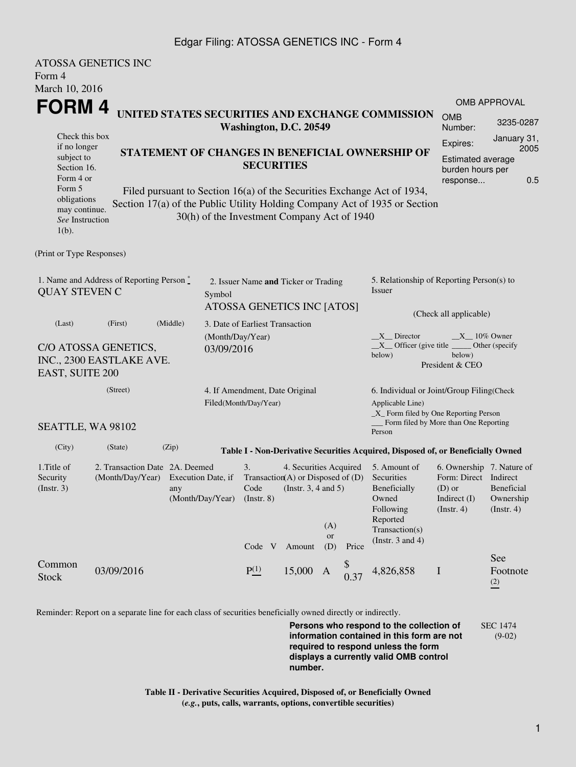ATOSSA GENETICS INC
Form 4
March 10, 2016

# FORM 4

## UNITED STATES SECURITIES AND EXCHANGE COMMISSION
**Washington, D.C. 20549**

Check this box if no longer subject to Section 16. Form 4 or Form 5 obligations may continue. *See* Instruction 1(b).

## STATEMENT OF CHANGES IN BENEFICIAL OWNERSHIP OF SECURITIES

Filed pursuant to Section 16(a) of the Securities Exchange Act of 1934, Section 17(a) of the Public Utility Holding Company Act of 1935 or Section 30(h) of the Investment Company Act of 1940

OMB APPROVAL

| | |
|---|---|
| OMB Number: | 3235-0287 |
| Expires: | January 31, 2005 |
| Estimated average burden hours per response... | 0.5 |

(Print or Type Responses)

1. Name and Address of Reporting Person *
QUAY STEVEN C

(Last) (First) (Middle)

C/O ATOSSA GENETICS, INC., 2300 EASTLAKE AVE. EAST, SUITE 200

(Street)

SEATTLE, WA 98102

(City) (State) (Zip)

2. Issuer Name **and** Ticker or Trading Symbol
ATOSSA GENETICS INC [ATOS]

3. Date of Earliest Transaction (Month/Day/Year)
03/09/2016

4. If Amendment, Date Original Filed(Month/Day/Year)

5. Relationship of Reporting Person(s) to Issuer

(Check all applicable)

\_\_X\_\_ Director \_\_X\_\_ 10% Owner
\_\_X\_\_ Officer (give title below) \_\_\_\_\_ Other (specify below)
President & CEO

6. Individual or Joint/Group Filing(Check Applicable Line)
\_X\_ Form filed by One Reporting Person
\_\_\_ Form filed by More than One Reporting Person

**Table I - Non-Derivative Securities Acquired, Disposed of, or Beneficially Owned**

| 1.Title of Security (Instr. 3) | 2. Transaction Date (Month/Day/Year) | 2A. Deemed Execution Date, if any (Month/Day/Year) | 3. Transaction Code (Instr. 8) | | 4. Securities Acquired (A) or Disposed of (D) (Instr. 3, 4 and 5) | | | 5. Amount of Securities Beneficially Owned Following Reported Transaction(s) (Instr. 3 and 4) | 6. Ownership Form: Direct (D) or Indirect (I) (Instr. 4) | 7. Nature of Indirect Beneficial Ownership (Instr. 4) |
|---|---|---|---|---|---|---|---|---|---|---|
| | | | Code | V | Amount | (A) or (D) | Price | | | |
| Common Stock | 03/09/2016 | | P (1) | | 15,000 | A | $ 0.37 | 4,826,858 | I | See Footnote (2) |

Reminder: Report on a separate line for each class of securities beneficially owned directly or indirectly.

**Persons who respond to the collection of information contained in this form are not required to respond unless the form displays a currently valid OMB control number.**

SEC 1474 (9-02)

**Table II - Derivative Securities Acquired, Disposed of, or Beneficially Owned**
**(*e.g.*, puts, calls, warrants, options, convertible securities)**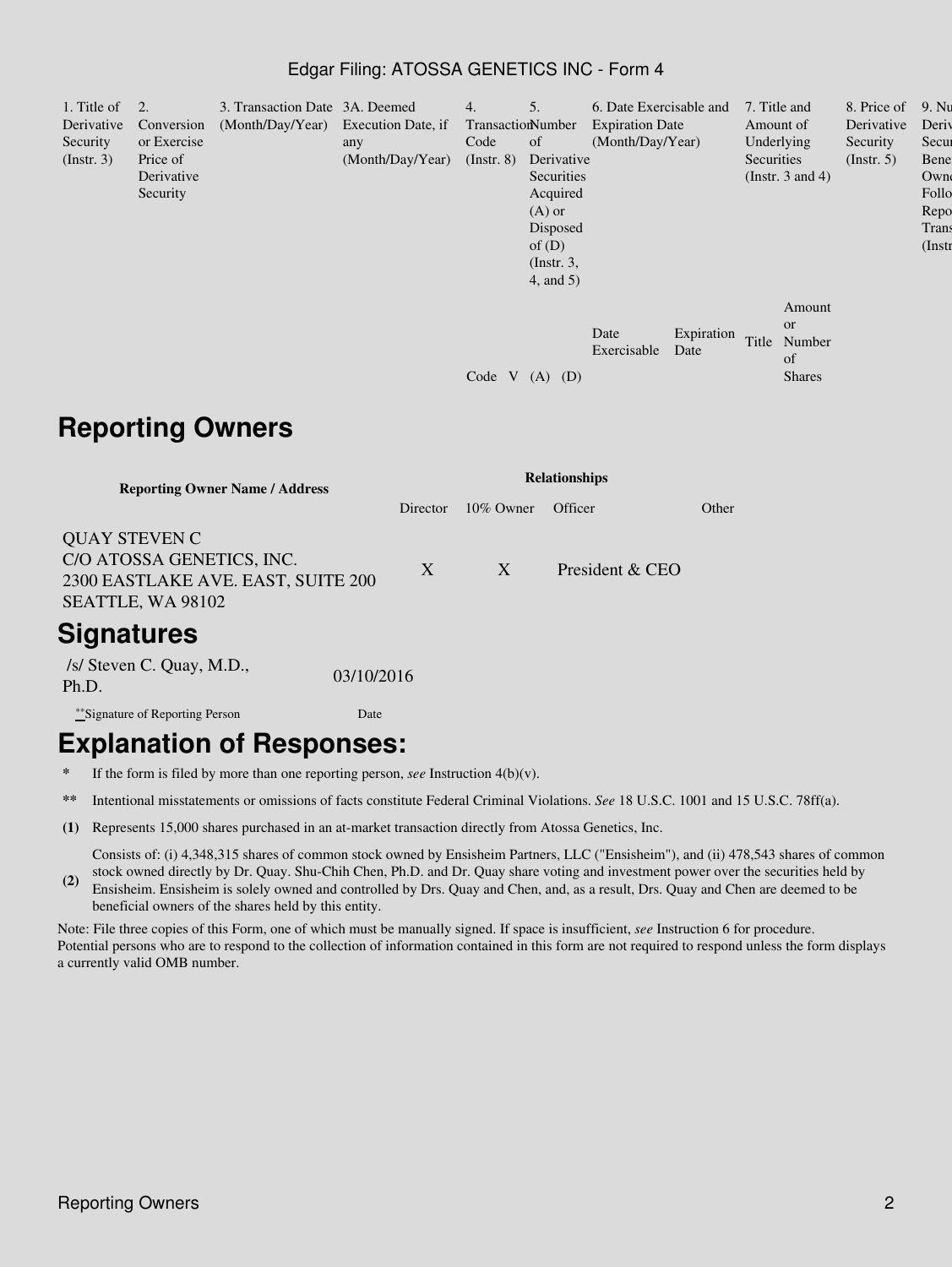| 1. Title of Derivative Security (Instr. 3) | 2. Conversion or Exercise Price of Derivative Security | 3. Transaction Date (Month/Day/Year) | 3A. Deemed Execution Date, if any (Month/Day/Year) | 4. Transaction Code (Instr. 8) | | 5. Number of Derivative Securities Acquired (A) or Disposed of (D) (Instr. 3, 4, and 5) | | 6. Date Exercisable and Expiration Date (Month/Day/Year) | | 7. Title and Amount of Underlying Securities (Instr. 3 and 4) | | 8. Price of Derivative Security (Instr. 5) | 9. Nu Deriv Secur Bene Owne Follo Repo Trans (Instr |
|---|---|---|---|---|---|---|---|---|---|---|---|---|---|
| | | | | Code | V | (A) | (D) | Date Exercisable | Expiration Date | Title | Amount or Number of Shares | | |

## Reporting Owners

| Reporting Owner Name / Address | Relationships | | | |
|---|---|---|---|---|
| | Director | 10% Owner | Officer | Other |
| QUAY STEVEN C<br>C/O ATOSSA GENETICS, INC.<br>2300 EASTLAKE AVE. EAST, SUITE 200<br>SEATTLE, WA 98102 | X | X | President & CEO | |

## Signatures

| | |
|---|---|
| /s/ Steven C. Quay, M.D., Ph.D. | 03/10/2016 |
| **Signature of Reporting Person | Date |

## Explanation of Responses:

* If the form is filed by more than one reporting person, *see* Instruction 4(b)(v).

** Intentional misstatements or omissions of facts constitute Federal Criminal Violations. *See* 18 U.S.C. 1001 and 15 U.S.C. 78ff(a).

**(1)** Represents 15,000 shares purchased in an at-market transaction directly from Atossa Genetics, Inc.

**(2)** Consists of: (i) 4,348,315 shares of common stock owned by Ensisheim Partners, LLC ("Ensisheim"), and (ii) 478,543 shares of common stock owned directly by Dr. Quay. Shu-Chih Chen, Ph.D. and Dr. Quay share voting and investment power over the securities held by Ensisheim. Ensisheim is solely owned and controlled by Drs. Quay and Chen, and, as a result, Drs. Quay and Chen are deemed to be beneficial owners of the shares held by this entity.

Note: File three copies of this Form, one of which must be manually signed. If space is insufficient, *see* Instruction 6 for procedure.
Potential persons who are to respond to the collection of information contained in this form are not required to respond unless the form displays a currently valid OMB number.